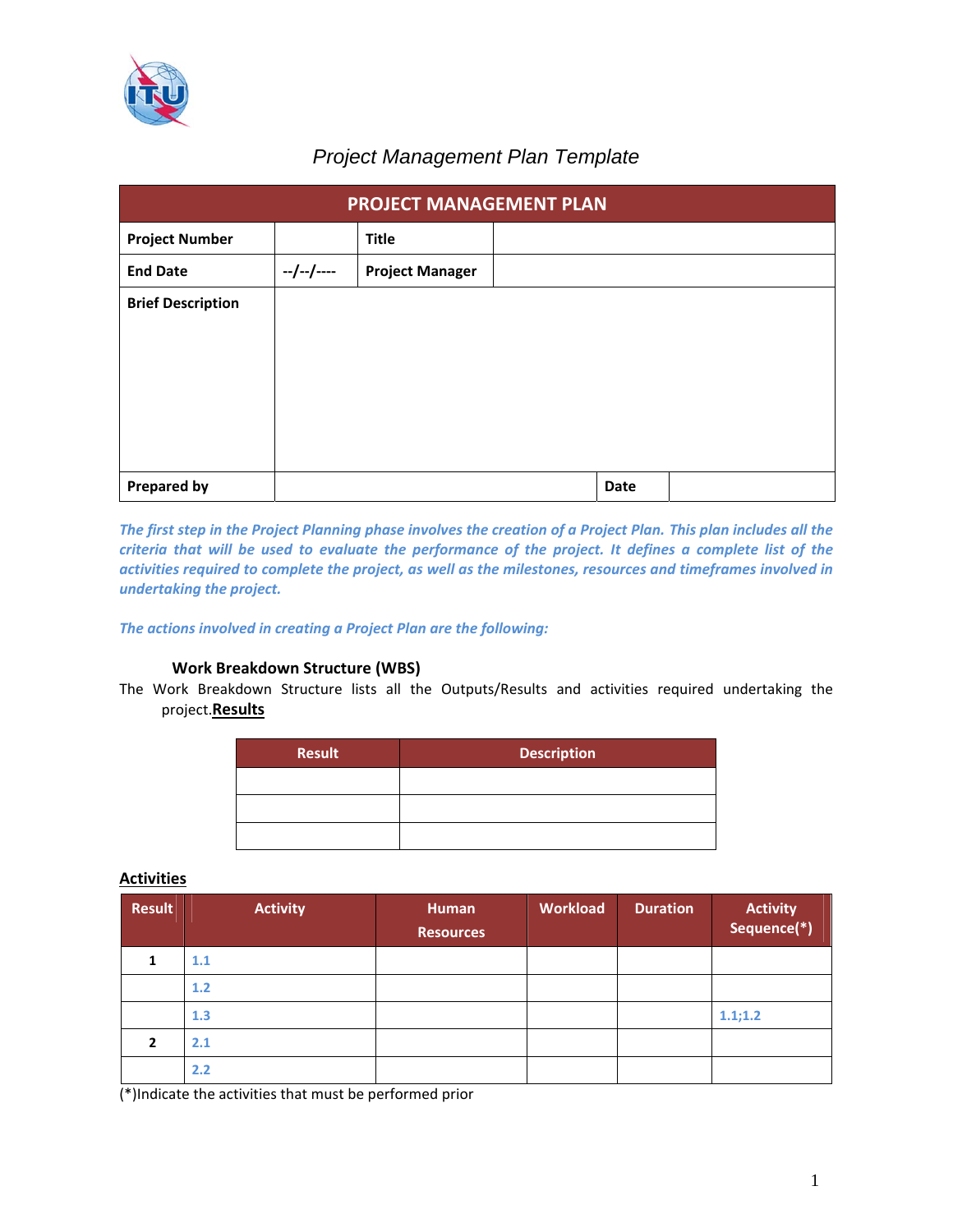# Project Management Plan Template

| PROJECT MANAGEMENT PLAN | | | |
|---|---|---|---|
| **Project Number** | | **Title** | |
| **End Date** | --/--/---- | **Project Manager** | |
| **Brief Description** | | | |
| **Prepared by** | | **Date** | |

***The first step in the Project Planning phase involves the creation of a Project Plan. This plan includes all the criteria that will be used to evaluate the performance of the project. It defines a complete list of the activities required to complete the project, as well as the milestones, resources and timeframes involved in undertaking the project.***

***The actions involved in creating a Project Plan are the following:***

### Work Breakdown Structure (WBS)

The Work Breakdown Structure lists all the Outputs/Results and activities required undertaking the project.

**Results**

| Result | Description |
|---|---|
| | |
| | |
| | |

**Activities**

| Result | Activity | Human Resources | Workload | Duration | Activity Sequence(*) |
|---|---|---|---|---|---|
| 1 | 1.1 | | | | |
| | 1.2 | | | | |
| | 1.3 | | | | 1.1;1.2 |
| 2 | 2.1 | | | | |
| | 2.2 | | | | |

(*)Indicate the activities that must be performed prior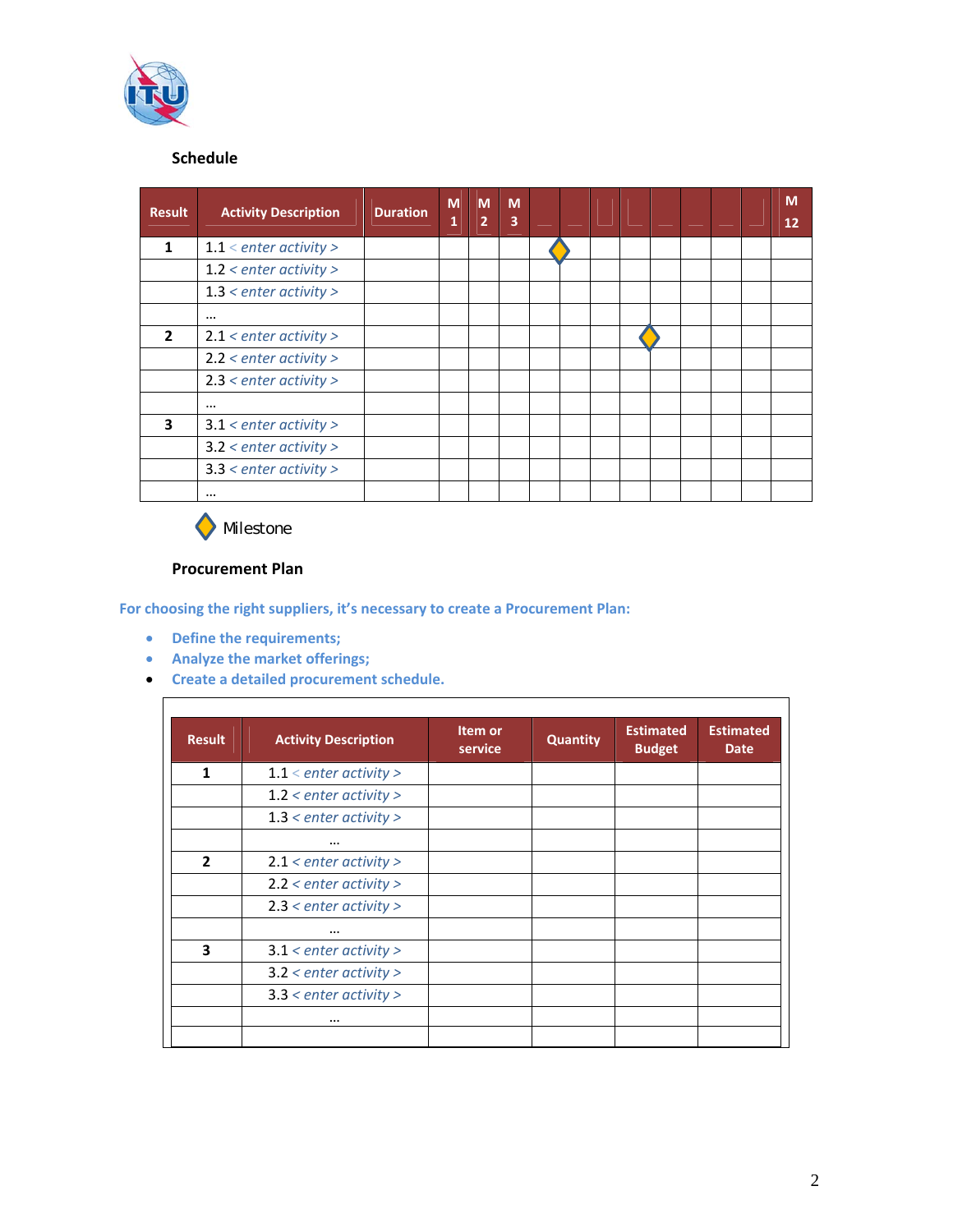**Schedule**

| Result | Activity Description | Duration | M 1 | M 2 | M 3 | | | | | | | | | M 12 |
|---|---|---|---|---|---|---|---|---|---|---|---|---|---|---|
| **1** | 1.1 < *enter activity* > | | | | | ◆ | | | | | | | | |
| | 1.2 < *enter activity* > | | | | | | | | | | | | | |
| | 1.3 < *enter activity* > | | | | | | | | | | | | | |
| | … | | | | | | | | | | | | | |
| **2** | 2.1 < *enter activity* > | | | | | | | | ◆ | | | | | |
| | 2.2 < *enter activity* > | | | | | | | | | | | | | |
| | 2.3 < *enter activity* > | | | | | | | | | | | | | |
| | … | | | | | | | | | | | | | |
| **3** | 3.1 < *enter activity* > | | | | | | | | | | | | | |
| | 3.2 < *enter activity* > | | | | | | | | | | | | | |
| | 3.3 < *enter activity* > | | | | | | | | | | | | | |
| | … | | | | | | | | | | | | | |

◆ Milestone

**Procurement Plan**

**For choosing the right suppliers, it's necessary to create a Procurement Plan:**

- **Define the requirements;**
- **Analyze the market offerings;**
- **Create a detailed procurement schedule.**

| Result | Activity Description | Item or service | Quantity | Estimated Budget | Estimated Date |
|---|---|---|---|---|---|
| **1** | 1.1 < *enter activity* > | | | | |
| | 1.2 < *enter activity* > | | | | |
| | 1.3 < *enter activity* > | | | | |
| | … | | | | |
| **2** | 2.1 < *enter activity* > | | | | |
| | 2.2 < *enter activity* > | | | | |
| | 2.3 < *enter activity* > | | | | |
| | … | | | | |
| **3** | 3.1 < *enter activity* > | | | | |
| | 3.2 < *enter activity* > | | | | |
| | 3.3 < *enter activity* > | | | | |
| | … | | | | |
| | | | | | |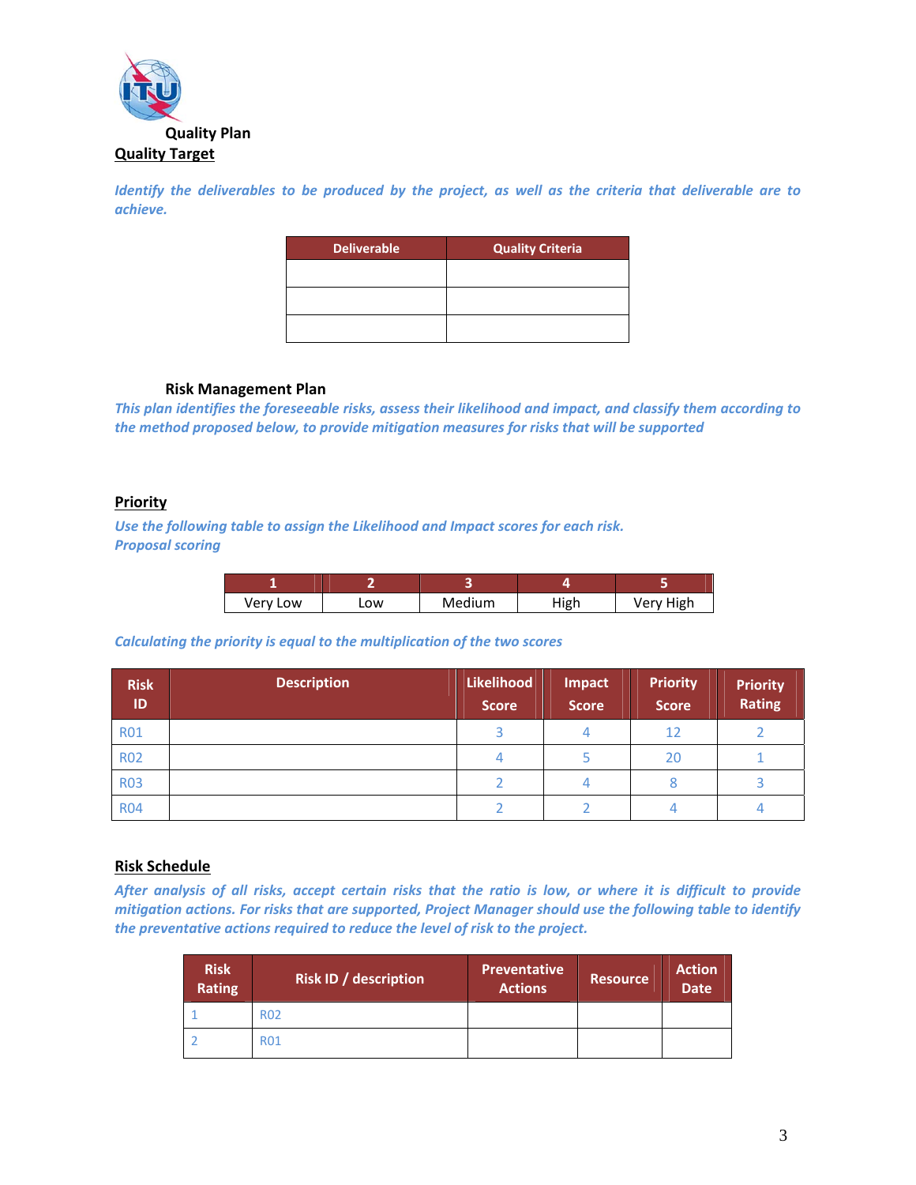## Quality Plan

### Quality Target

***Identify the deliverables to be produced by the project, as well as the criteria that deliverable are to achieve.***

| Deliverable | Quality Criteria |
|---|---|
| | |
| | |
| | |

## Risk Management Plan

***This plan identifies the foreseeable risks, assess their likelihood and impact, and classify them according to the method proposed below, to provide mitigation measures for risks that will be supported***

### Priority

***Use the following table to assign the Likelihood and Impact scores for each risk.***
***Proposal scoring***

| 1 | 2 | 3 | 4 | 5 |
|---|---|---|---|---|
| Very Low | Low | Medium | High | Very High |

***Calculating the priority is equal to the multiplication of the two scores***

| Risk ID | Description | Likelihood Score | Impact Score | Priority Score | Priority Rating |
|---|---|---|---|---|---|
| R01 | | 3 | 4 | 12 | 2 |
| R02 | | 4 | 5 | 20 | 1 |
| R03 | | 2 | 4 | 8 | 3 |
| R04 | | 2 | 2 | 4 | 4 |

### Risk Schedule

***After analysis of all risks, accept certain risks that the ratio is low, or where it is difficult to provide mitigation actions. For risks that are supported, Project Manager should use the following table to identify the preventative actions required to reduce the level of risk to the project.***

| Risk Rating | Risk ID / description | Preventative Actions | Resource | Action Date |
|---|---|---|---|---|
| 1 | R02 | | | |
| 2 | R01 | | | |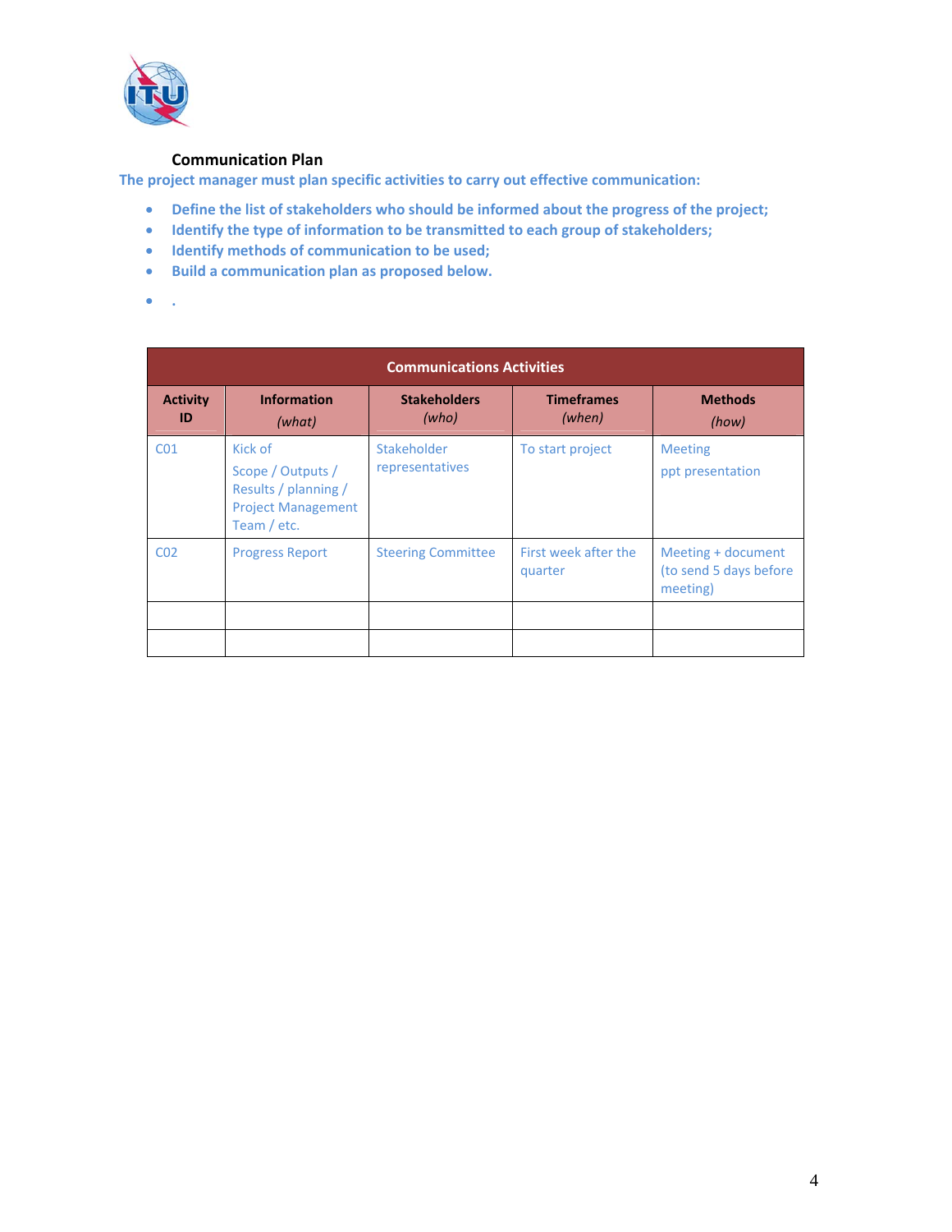## Communication Plan

**The project manager must plan specific activities to carry out effective communication:**

- **Define the list of stakeholders who should be informed about the progress of the project;**
- **Identify the type of information to be transmitted to each group of stakeholders;**
- **Identify methods of communication to be used;**
- **Build a communication plan as proposed below.**
- **.**

| Communications Activities | | | | |
|---|---|---|---|---|
| **Activity ID** | **Information** *(what)* | **Stakeholders** *(who)* | **Timeframes** *(when)* | **Methods** *(how)* |
| C01 | Kick of<br>Scope / Outputs / Results / planning / Project Management Team / etc. | Stakeholder representatives | To start project | Meeting<br>ppt presentation |
| C02 | Progress Report | Steering Committee | First week after the quarter | Meeting + document (to send 5 days before meeting) |
| | | | | |
| | | | | |